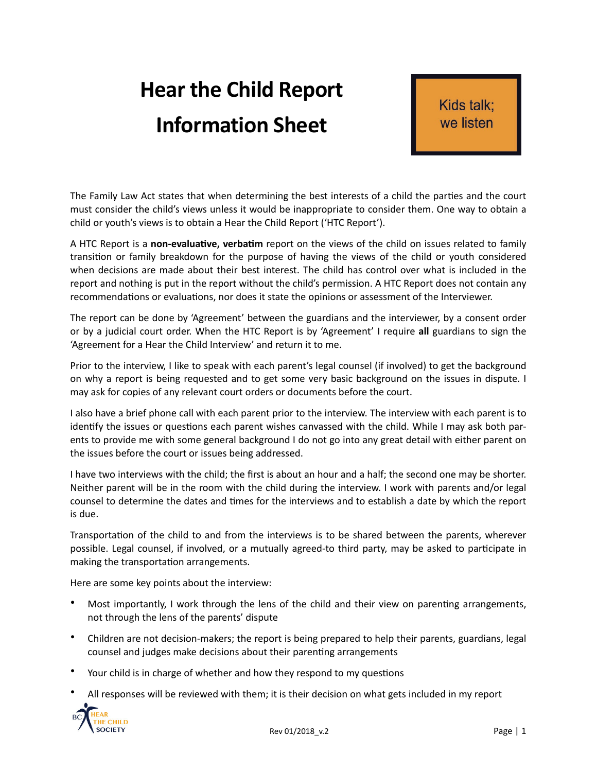# Hear the Child Report Information Sheet

Kids talk; we listen

The Family Law Act states that when determining the best interests of a child the parties and the court must consider the child's views unless it would be inappropriate to consider them. One way to obtain a child or youth's views is to obtain a Hear the Child Report ('HTC Report').

A HTC Report is a **non-evaluative, verbatim** report on the views of the child on issues related to family transition or family breakdown for the purpose of having the views of the child or youth considered when decisions are made about their best interest. The child has control over what is included in the report and nothing is put in the report without the child's permission. A HTC Report does not contain any recommendations or evaluations, nor does it state the opinions or assessment of the Interviewer.

The report can be done by 'Agreement' between the guardians and the interviewer, by a consent order or by a judicial court order. When the HTC Report is by 'Agreement' I require **all** guardians to sign the 'Agreement for a Hear the Child Interview' and return it to me.

Prior to the interview, I like to speak with each parent's legal counsel (if involved) to get the background on why a report is being requested and to get some very basic background on the issues in dispute. I may ask for copies of any relevant court orders or documents before the court.

I also have a brief phone call with each parent prior to the interview. The interview with each parent is to identify the issues or questions each parent wishes canvassed with the child. While I may ask both parents to provide me with some general background I do not go into any great detail with either parent on the issues before the court or issues being addressed.

I have two interviews with the child; the first is about an hour and a half; the second one may be shorter. Neither parent will be in the room with the child during the interview. I work with parents and/or legal counsel to determine the dates and times for the interviews and to establish a date by which the report is due.

Transportation of the child to and from the interviews is to be shared between the parents, wherever possible. Legal counsel, if involved, or a mutually agreed-to third party, may be asked to participate in making the transportation arrangements.

Here are some key points about the interview:

- Most importantly, I work through the lens of the child and their view on parenting arrangements, not through the lens of the parents' dispute
- Children are not decision-makers; the report is being prepared to help their parents, guardians, legal counsel and judges make decisions about their parenting arrangements
- Your child is in charge of whether and how they respond to my questions
- All responses will be reviewed with them; it is their decision on what gets included in my report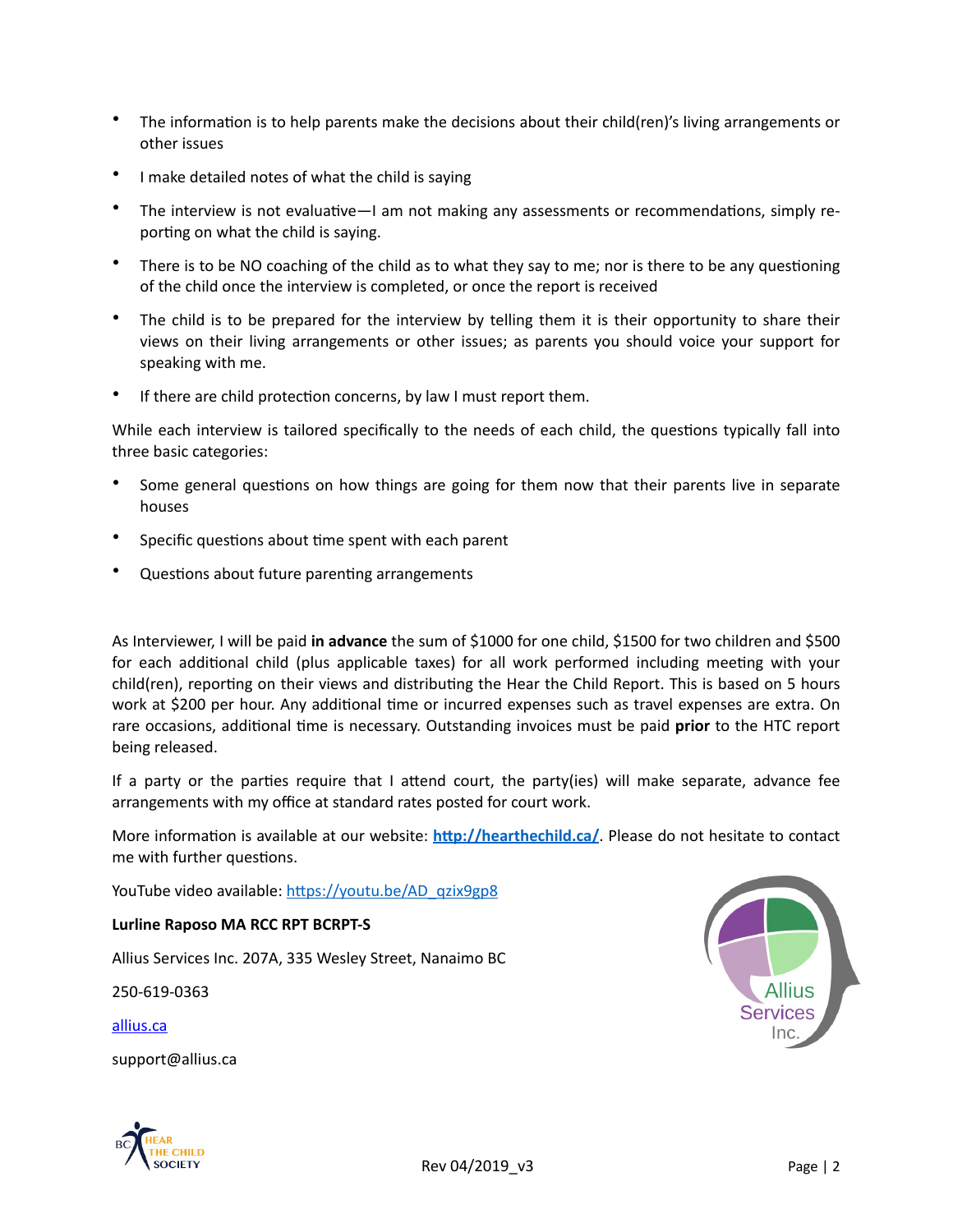- The information is to help parents make the decisions about their child(ren)'s living arrangements or other issues
- I make detailed notes of what the child is saying
- The interview is not evaluative—I am not making any assessments or recommendations, simply reporting on what the child is saying.
- There is to be NO coaching of the child as to what they say to me; nor is there to be any questioning of the child once the interview is completed, or once the report is received
- The child is to be prepared for the interview by telling them it is their opportunity to share their views on their living arrangements or other issues; as parents you should voice your support for speaking with me.
- If there are child protection concerns, by law I must report them.

While each interview is tailored specifically to the needs of each child, the questions typically fall into three basic categories:

- Some general questions on how things are going for them now that their parents live in separate houses
- Specific questions about time spent with each parent
- Questions about future parenting arrangements

As Interviewer, I will be paid **in advance** the sum of $1000 for one child, $1500 for two children and $500 for each additional child (plus applicable taxes) for all work performed including meeting with your child(ren), reporting on their views and distributing the Hear the Child Report. This is based on 5 hours work at $200 per hour. Any additional time or incurred expenses such as travel expenses are extra. On rare occasions, additional time is necessary. Outstanding invoices must be paid **prior** to the HTC report being released.

If a party or the parties require that I attend court, the party(ies) will make separate, advance fee arrangements with my office at standard rates posted for court work.

More information is available at our website: **[http://hearthechild.ca/](http://hearthechild.ca/)**. Please do not hesitate to contact me with further questions.

YouTube video available: [https://youtu.be/AD_qzix9gp8](https://youtu.be/AD_qzix9gp8)

**Lurline Raposo MA RCC RPT BCRPT-S**

Allius Services Inc. 207A, 335 Wesley Street, Nanaimo BC

250-619-0363

[allius.ca](allius.ca)

support@allius.ca

Allius Services Inc.

BC Hear the Child Society

Rev 04/2019_v3